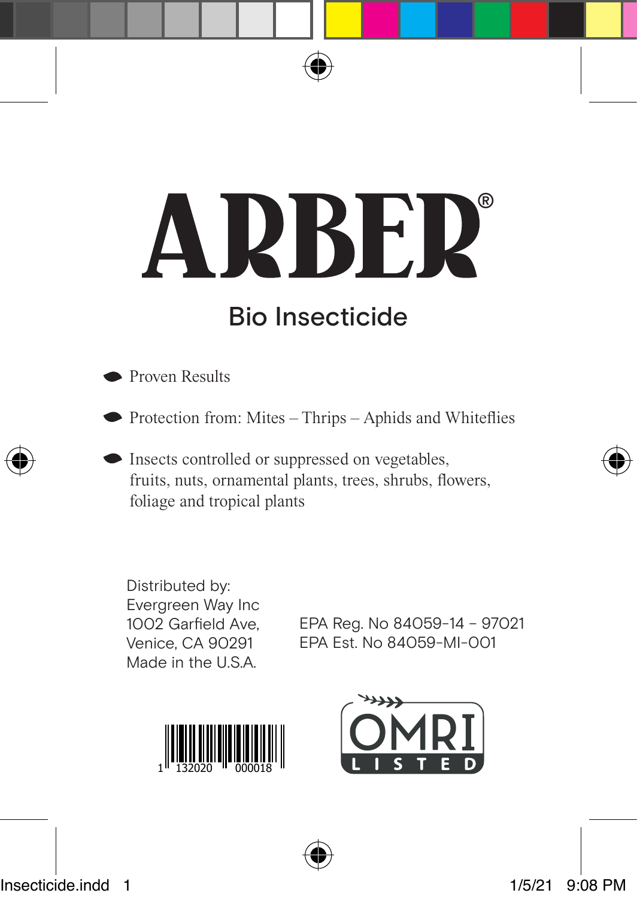# ARBER®

## Bio Insecticide

- Proven Results
- Protection from: Mites – Thrips – Aphids and Whiteflies
- Insects controlled or suppressed on vegetables, fruits, nuts, ornamental plants, trees, shrubs, flowers, foliage and tropical plants

Distributed by:
Evergreen Way Inc
1002 Garfield Ave,
Venice, CA 90291
Made in the U.S.A.

EPA Reg. No 84059-14 - 97021
EPA Est. No 84059-MI-001

1 132020 000018

OMRI LISTED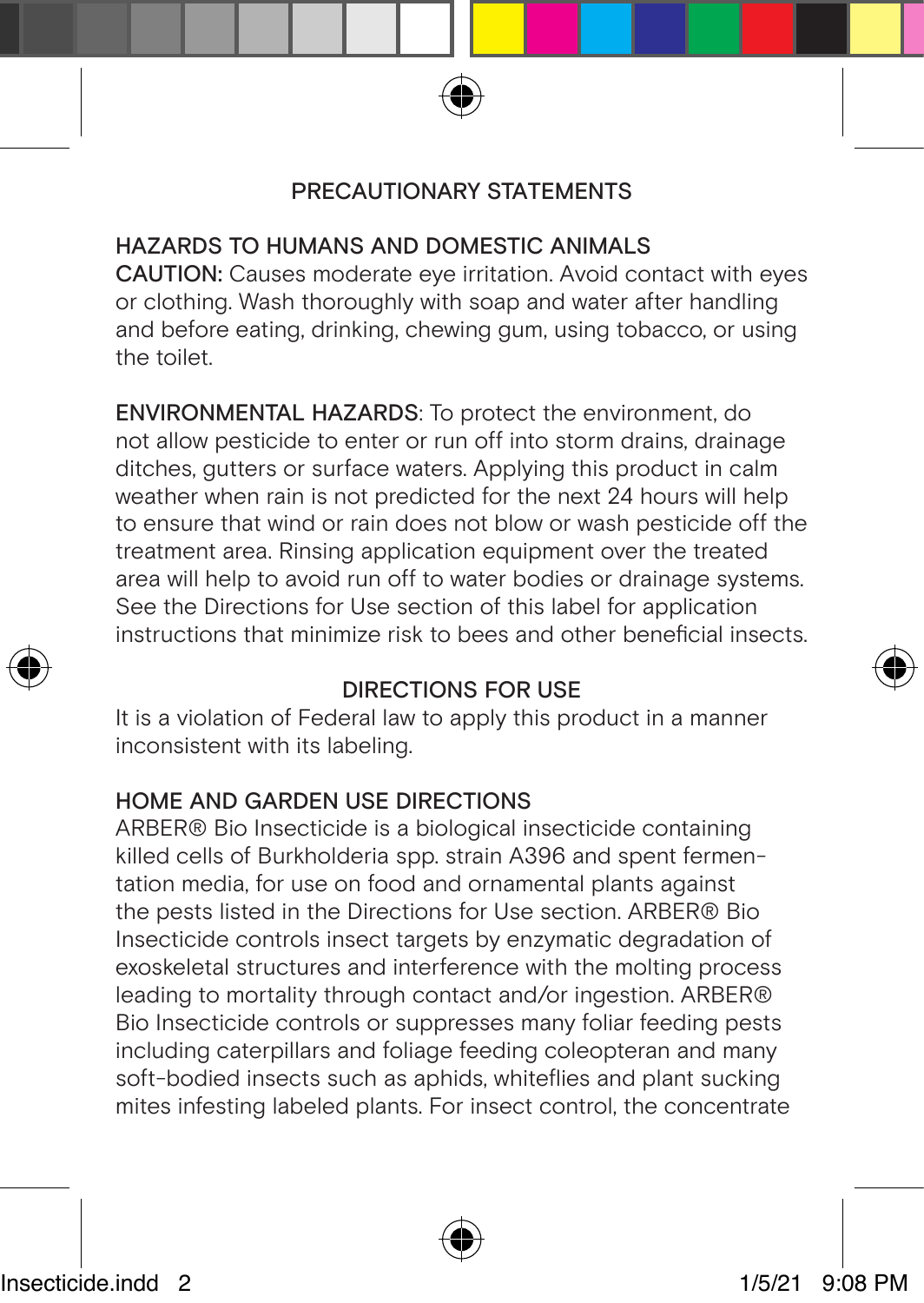## PRECAUTIONARY STATEMENTS

### HAZARDS TO HUMANS AND DOMESTIC ANIMALS

**CAUTION:** Causes moderate eye irritation. Avoid contact with eyes or clothing. Wash thoroughly with soap and water after handling and before eating, drinking, chewing gum, using tobacco, or using the toilet.

**ENVIRONMENTAL HAZARDS**: To protect the environment, do not allow pesticide to enter or run off into storm drains, drainage ditches, gutters or surface waters. Applying this product in calm weather when rain is not predicted for the next 24 hours will help to ensure that wind or rain does not blow or wash pesticide off the treatment area. Rinsing application equipment over the treated area will help to avoid run off to water bodies or drainage systems. See the Directions for Use section of this label for application instructions that minimize risk to bees and other beneficial insects.

## DIRECTIONS FOR USE

It is a violation of Federal law to apply this product in a manner inconsistent with its labeling.

### HOME AND GARDEN USE DIRECTIONS

ARBER® Bio Insecticide is a biological insecticide containing killed cells of Burkholderia spp. strain A396 and spent fermentation media, for use on food and ornamental plants against the pests listed in the Directions for Use section. ARBER® Bio Insecticide controls insect targets by enzymatic degradation of exoskeletal structures and interference with the molting process leading to mortality through contact and/or ingestion. ARBER® Bio Insecticide controls or suppresses many foliar feeding pests including caterpillars and foliage feeding coleopteran and many soft-bodied insects such as aphids, whiteflies and plant sucking mites infesting labeled plants. For insect control, the concentrate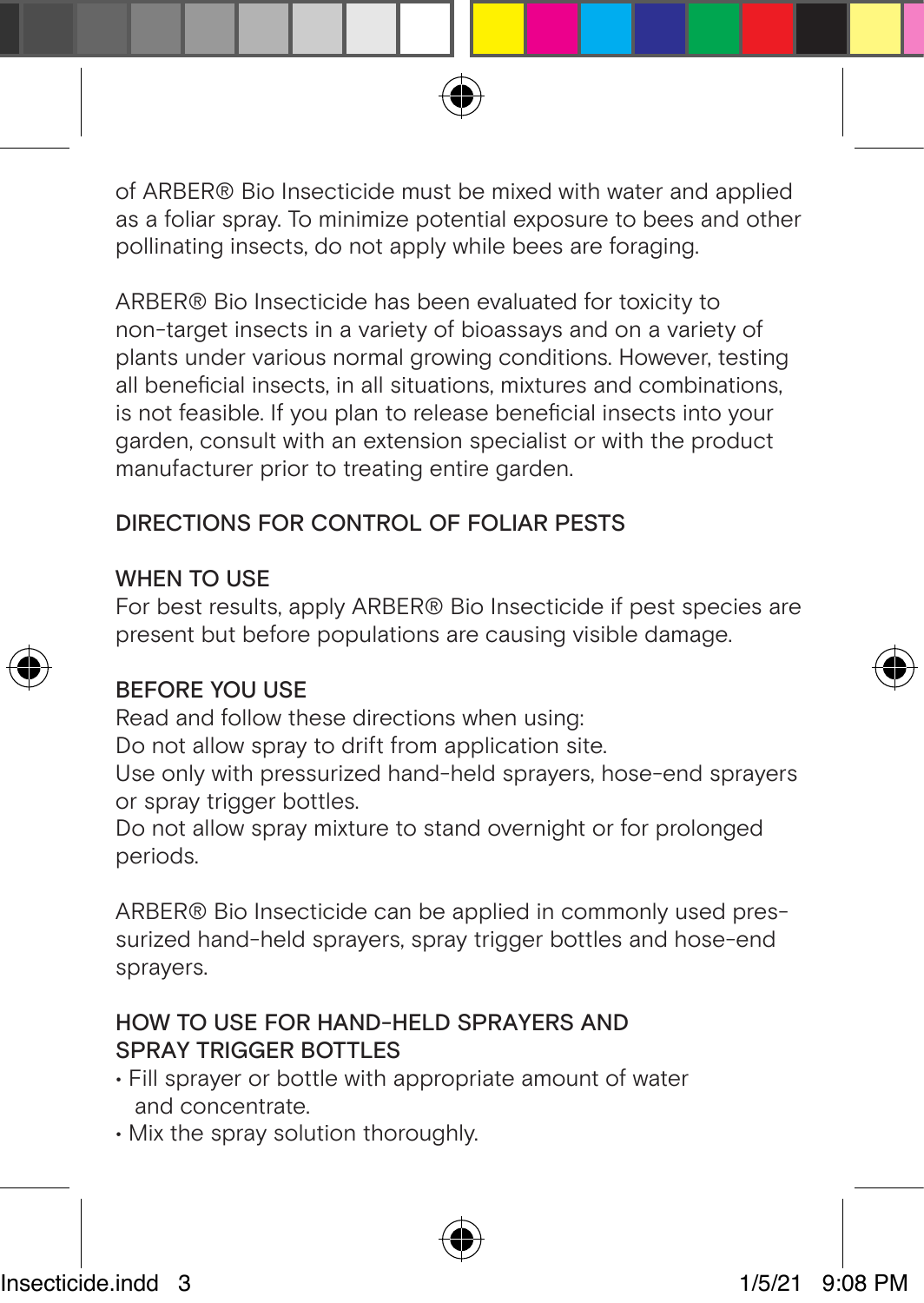of ARBER® Bio Insecticide must be mixed with water and applied as a foliar spray. To minimize potential exposure to bees and other pollinating insects, do not apply while bees are foraging.

ARBER® Bio Insecticide has been evaluated for toxicity to non-target insects in a variety of bioassays and on a variety of plants under various normal growing conditions. However, testing all beneficial insects, in all situations, mixtures and combinations, is not feasible. If you plan to release beneficial insects into your garden, consult with an extension specialist or with the product manufacturer prior to treating entire garden.

## DIRECTIONS FOR CONTROL OF FOLIAR PESTS

### WHEN TO USE

For best results, apply ARBER® Bio Insecticide if pest species are present but before populations are causing visible damage.

### BEFORE YOU USE

Read and follow these directions when using:
Do not allow spray to drift from application site.
Use only with pressurized hand-held sprayers, hose-end sprayers or spray trigger bottles.
Do not allow spray mixture to stand overnight or for prolonged periods.

ARBER® Bio Insecticide can be applied in commonly used pressurized hand-held sprayers, spray trigger bottles and hose-end sprayers.

### HOW TO USE FOR HAND-HELD SPRAYERS AND SPRAY TRIGGER BOTTLES

- Fill sprayer or bottle with appropriate amount of water and concentrate.
- Mix the spray solution thoroughly.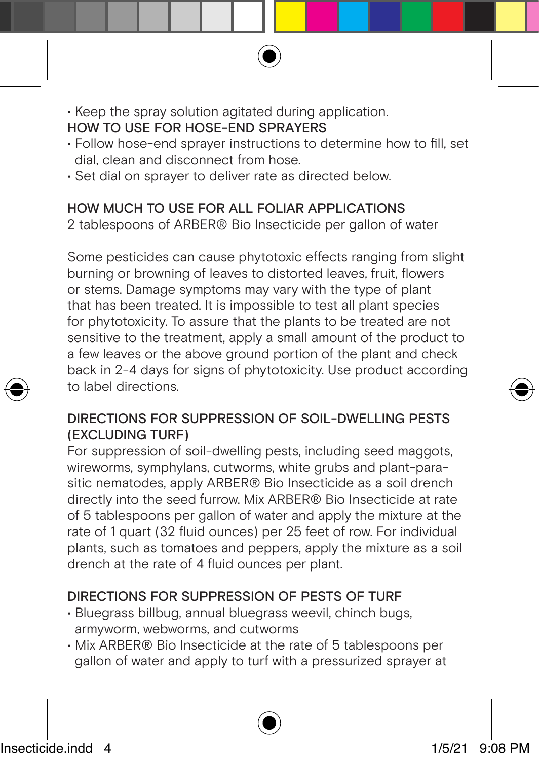- Keep the spray solution agitated during application.

HOW TO USE FOR HOSE-END SPRAYERS

- Follow hose-end sprayer instructions to determine how to fill, set dial, clean and disconnect from hose.
- Set dial on sprayer to deliver rate as directed below.

HOW MUCH TO USE FOR ALL FOLIAR APPLICATIONS

2 tablespoons of ARBER® Bio Insecticide per gallon of water

Some pesticides can cause phytotoxic effects ranging from slight burning or browning of leaves to distorted leaves, fruit, flowers or stems. Damage symptoms may vary with the type of plant that has been treated. It is impossible to test all plant species for phytotoxicity. To assure that the plants to be treated are not sensitive to the treatment, apply a small amount of the product to a few leaves or the above ground portion of the plant and check back in 2-4 days for signs of phytotoxicity. Use product according to label directions.

DIRECTIONS FOR SUPPRESSION OF SOIL-DWELLING PESTS (EXCLUDING TURF)

For suppression of soil-dwelling pests, including seed maggots, wireworms, symphylans, cutworms, white grubs and plant-parasitic nematodes, apply ARBER® Bio Insecticide as a soil drench directly into the seed furrow. Mix ARBER® Bio Insecticide at rate of 5 tablespoons per gallon of water and apply the mixture at the rate of 1 quart (32 fluid ounces) per 25 feet of row. For individual plants, such as tomatoes and peppers, apply the mixture as a soil drench at the rate of 4 fluid ounces per plant.

DIRECTIONS FOR SUPPRESSION OF PESTS OF TURF

- Bluegrass billbug, annual bluegrass weevil, chinch bugs, armyworm, webworms, and cutworms
- Mix ARBER® Bio Insecticide at the rate of 5 tablespoons per gallon of water and apply to turf with a pressurized sprayer at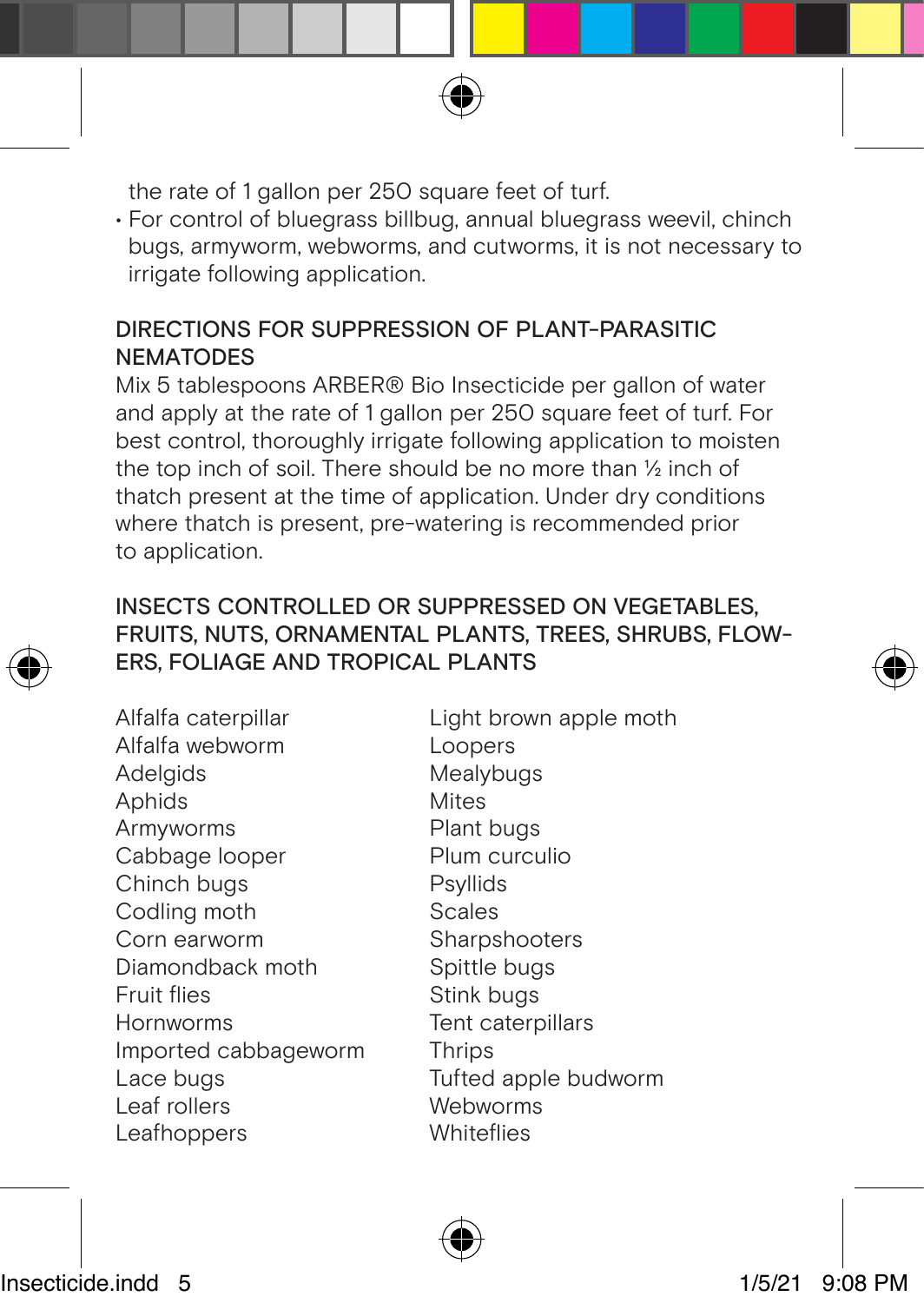the rate of 1 gallon per 250 square feet of turf.

- For control of bluegrass billbug, annual bluegrass weevil, chinch bugs, armyworm, webworms, and cutworms, it is not necessary to irrigate following application.

## DIRECTIONS FOR SUPPRESSION OF PLANT-PARASITIC NEMATODES

Mix 5 tablespoons ARBER® Bio Insecticide per gallon of water and apply at the rate of 1 gallon per 250 square feet of turf. For best control, thoroughly irrigate following application to moisten the top inch of soil. There should be no more than ½ inch of thatch present at the time of application. Under dry conditions where thatch is present, pre-watering is recommended prior to application.

## INSECTS CONTROLLED OR SUPPRESSED ON VEGETABLES, FRUITS, NUTS, ORNAMENTAL PLANTS, TREES, SHRUBS, FLOWERS, FOLIAGE AND TROPICAL PLANTS

Alfalfa caterpillar
Alfalfa webworm
Adelgids
Aphids
Armyworms
Cabbage looper
Chinch bugs
Codling moth
Corn earworm
Diamondback moth
Fruit flies
Hornworms
Imported cabbageworm
Lace bugs
Leaf rollers
Leafhoppers
Light brown apple moth
Loopers
Mealybugs
Mites
Plant bugs
Plum curculio
Psyllids
Scales
Sharpshooters
Spittle bugs
Stink bugs
Tent caterpillars
Thrips
Tufted apple budworm
Webworms
Whiteflies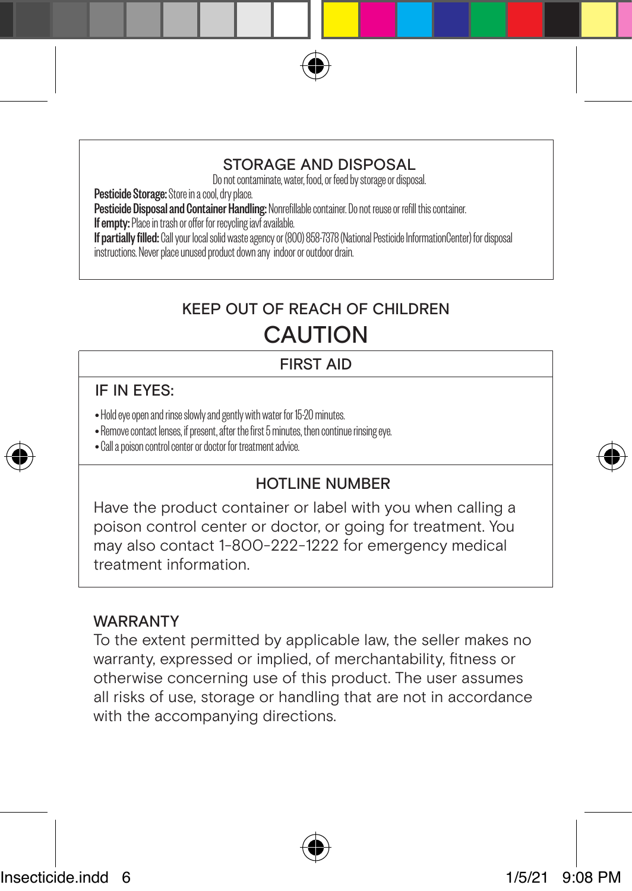## STORAGE AND DISPOSAL

Do not contaminate, water, food, or feed by storage or disposal.

**Pesticide Storage:** Store in a cool, dry place.

**Pesticide Disposal and Container Handling:** Nonrefillable container. Do not reuse or refill this container.

**If empty:** Place in trash or offer for recycling iavf available.

**If partially filled:** Call your local solid waste agency or (800) 858-7378 (National Pesticide InformationCenter) for disposal instructions. Never place unused product down any indoor or outdoor drain.

## KEEP OUT OF REACH OF CHILDREN

# CAUTION

## FIRST AID

### IF IN EYES:

- Hold eye open and rinse slowly and gently with water for 15-20 minutes.
- Remove contact lenses, if present, after the first 5 minutes, then continue rinsing eye.
- Call a poison control center or doctor for treatment advice.

### HOTLINE NUMBER

Have the product container or label with you when calling a poison control center or doctor, or going for treatment. You may also contact 1-800-222-1222 for emergency medical treatment information.

## WARRANTY

To the extent permitted by applicable law, the seller makes no warranty, expressed or implied, of merchantability, fitness or otherwise concerning use of this product. The user assumes all risks of use, storage or handling that are not in accordance with the accompanying directions.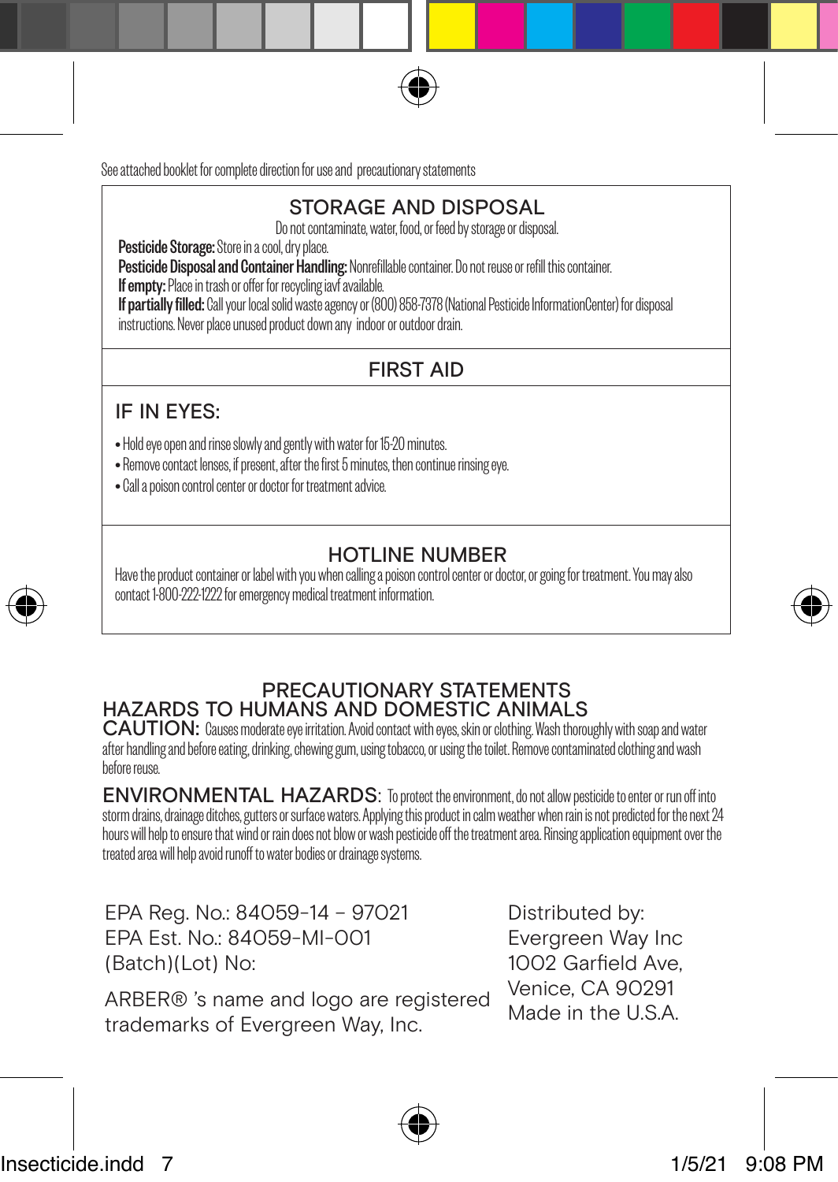See attached booklet for complete direction for use and precautionary statements

## STORAGE AND DISPOSAL

Do not contaminate, water, food, or feed by storage or disposal.

**Pesticide Storage:** Store in a cool, dry place.

**Pesticide Disposal and Container Handling:** Nonrefillable container. Do not reuse or refill this container.

**If empty:** Place in trash or offer for recycling iavf available.

**If partially filled:** Call your local solid waste agency or (800) 858-7378 (National Pesticide InformationCenter) for disposal instructions. Never place unused product down any indoor or outdoor drain.

## FIRST AID

### IF IN EYES:

- Hold eye open and rinse slowly and gently with water for 15-20 minutes.
- Remove contact lenses, if present, after the first 5 minutes, then continue rinsing eye.
- Call a poison control center or doctor for treatment advice.

## HOTLINE NUMBER

Have the product container or label with you when calling a poison control center or doctor, or going for treatment. You may also contact 1-800-222-1222 for emergency medical treatment information.

## PRECAUTIONARY STATEMENTS

### HAZARDS TO HUMANS AND DOMESTIC ANIMALS

**CAUTION:** Causes moderate eye irritation. Avoid contact with eyes, skin or clothing. Wash thoroughly with soap and water after handling and before eating, drinking, chewing gum, using tobacco, or using the toilet. Remove contaminated clothing and wash before reuse.

**ENVIRONMENTAL HAZARDS:** To protect the environment, do not allow pesticide to enter or run off into storm drains, drainage ditches, gutters or surface waters. Applying this product in calm weather when rain is not predicted for the next 24 hours will help to ensure that wind or rain does not blow or wash pesticide off the treatment area. Rinsing application equipment over the treated area will help avoid runoff to water bodies or drainage systems.

EPA Reg. No.: 84059-14 – 97021
EPA Est. No.: 84059-MI-001
(Batch)(Lot) No:

ARBER® 's name and logo are registered trademarks of Evergreen Way, Inc.

Distributed by:
Evergreen Way Inc
1002 Garfield Ave,
Venice, CA 90291
Made in the U.S.A.